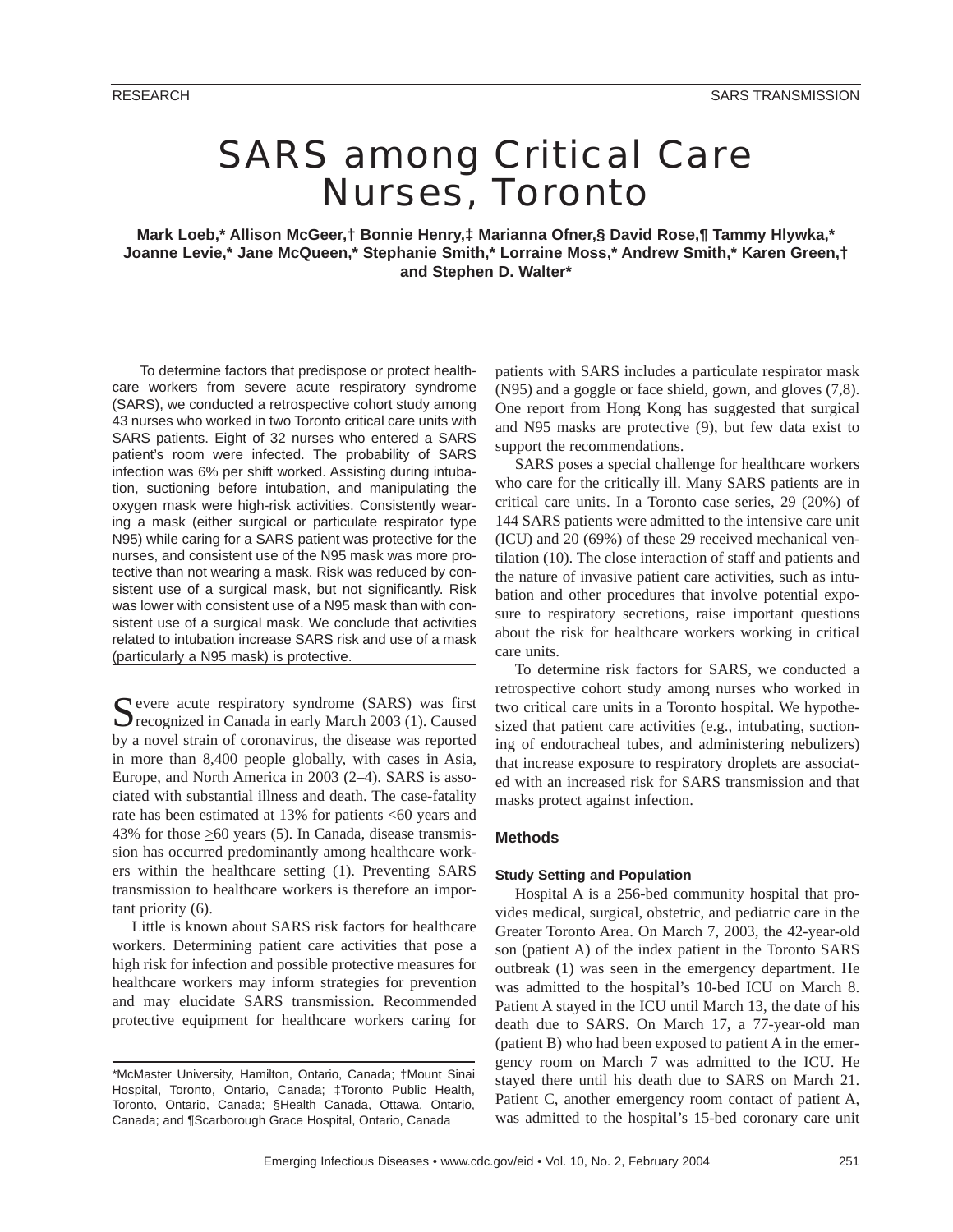RESEARCH

# SARS among Critical Care Nurses, Toronto

**Mark Loeb,* Allison McGeer,† Bonnie Henry,‡ Marianna Ofner,§ David Rose,¶ Tammy Hlywka,* Joanne Levie,* Jane McQueen,* Stephanie Smith,* Lorraine Moss,* Andrew Smith,* Karen Green,† and Stephen D. Walter***

To determine factors that predispose or protect healthcare workers from severe acute respiratory syndrome (SARS), we conducted a retrospective cohort study among 43 nurses who worked in two Toronto critical care units with SARS patients. Eight of 32 nurses who entered a SARS patient's room were infected. The probability of SARS infection was 6% per shift worked. Assisting during intubation, suctioning before intubation, and manipulating the oxygen mask were high-risk activities. Consistently wearing a mask (either surgical or particulate respirator type N95) while caring for a SARS patient was protective for the nurses, and consistent use of the N95 mask was more protective than not wearing a mask. Risk was reduced by consistent use of a surgical mask, but not significantly. Risk was lower with consistent use of a N95 mask than with consistent use of a surgical mask. We conclude that activities related to intubation increase SARS risk and use of a mask (particularly a N95 mask) is protective.

Severe acute respiratory syndrome (SARS) was first recognized in Canada in early March 2003 (1). Caused by a novel strain of coronavirus, the disease was reported in more than 8,400 people globally, with cases in Asia, Europe, and North America in 2003 (2–4). SARS is associated with substantial illness and death. The case-fatality rate has been estimated at 13% for patients <60 years and 43% for those ≥60 years (5). In Canada, disease transmission has occurred predominantly among healthcare workers within the healthcare setting (1). Preventing SARS transmission to healthcare workers is therefore an important priority (6).

Little is known about SARS risk factors for healthcare workers. Determining patient care activities that pose a high risk for infection and possible protective measures for healthcare workers may inform strategies for prevention and may elucidate SARS transmission. Recommended protective equipment for healthcare workers caring for patients with SARS includes a particulate respirator mask (N95) and a goggle or face shield, gown, and gloves (7,8). One report from Hong Kong has suggested that surgical and N95 masks are protective (9), but few data exist to support the recommendations.

SARS poses a special challenge for healthcare workers who care for the critically ill. Many SARS patients are in critical care units. In a Toronto case series, 29 (20%) of 144 SARS patients were admitted to the intensive care unit (ICU) and 20 (69%) of these 29 received mechanical ventilation (10). The close interaction of staff and patients and the nature of invasive patient care activities, such as intubation and other procedures that involve potential exposure to respiratory secretions, raise important questions about the risk for healthcare workers working in critical care units.

To determine risk factors for SARS, we conducted a retrospective cohort study among nurses who worked in two critical care units in a Toronto hospital. We hypothesized that patient care activities (e.g., intubating, suctioning of endotracheal tubes, and administering nebulizers) that increase exposure to respiratory droplets are associated with an increased risk for SARS transmission and that masks protect against infection.

## Methods

### Study Setting and Population

Hospital A is a 256-bed community hospital that provides medical, surgical, obstetric, and pediatric care in the Greater Toronto Area. On March 7, 2003, the 42-year-old son (patient A) of the index patient in the Toronto SARS outbreak (1) was seen in the emergency department. He was admitted to the hospital's 10-bed ICU on March 8. Patient A stayed in the ICU until March 13, the date of his death due to SARS. On March 17, a 77-year-old man (patient B) who had been exposed to patient A in the emergency room on March 7 was admitted to the ICU. He stayed there until his death due to SARS on March 21. Patient C, another emergency room contact of patient A, was admitted to the hospital's 15-bed coronary care unit

*McMaster University, Hamilton, Ontario, Canada; †Mount Sinai Hospital, Toronto, Ontario, Canada; ‡Toronto Public Health, Toronto, Ontario, Canada; §Health Canada, Ottawa, Ontario, Canada; and ¶Scarborough Grace Hospital, Ontario, Canada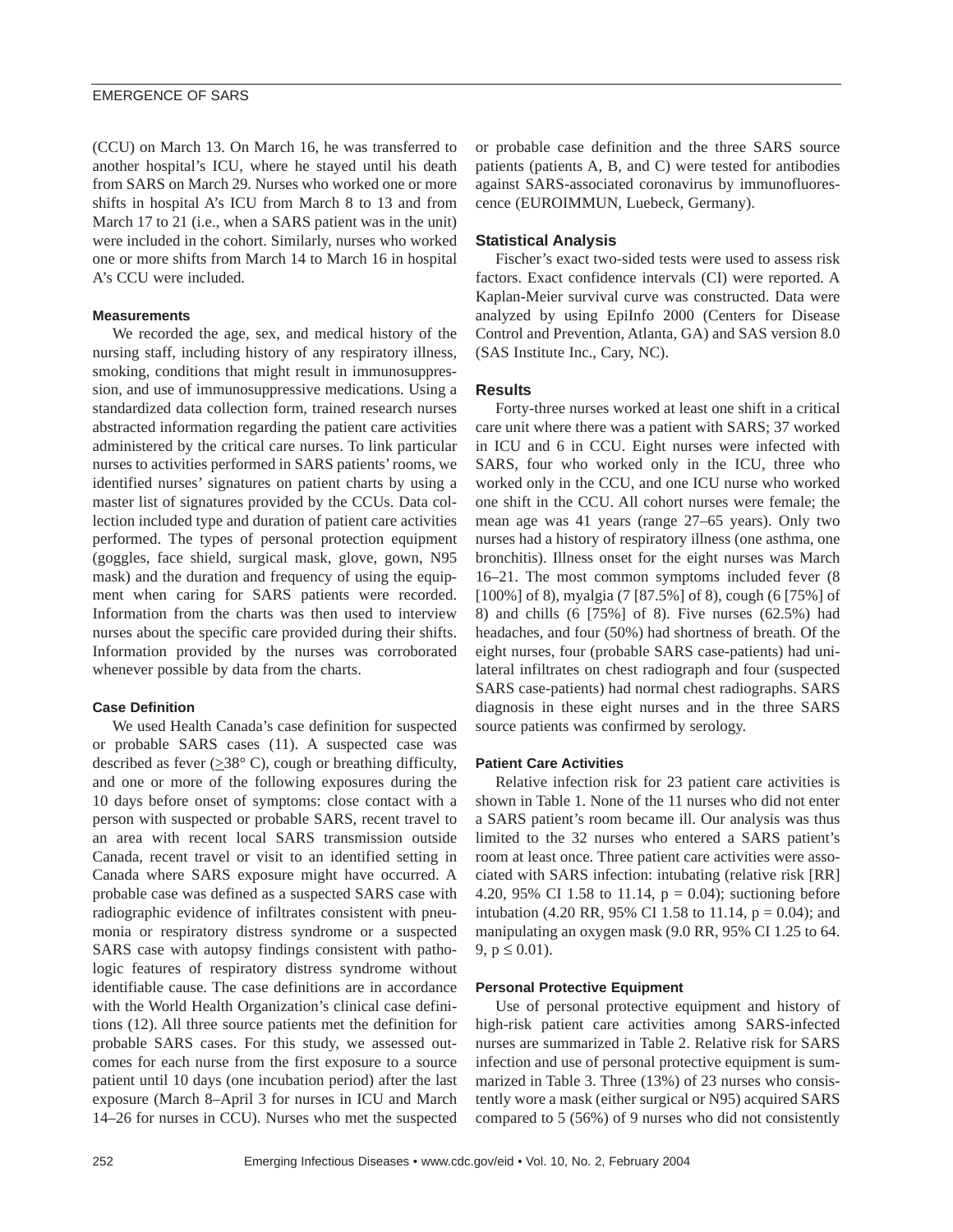(CCU) on March 13. On March 16, he was transferred to another hospital's ICU, where he stayed until his death from SARS on March 29. Nurses who worked one or more shifts in hospital A's ICU from March 8 to 13 and from March 17 to 21 (i.e., when a SARS patient was in the unit) were included in the cohort. Similarly, nurses who worked one or more shifts from March 14 to March 16 in hospital A's CCU were included.

#### Measurements

We recorded the age, sex, and medical history of the nursing staff, including history of any respiratory illness, smoking, conditions that might result in immunosuppression, and use of immunosuppressive medications. Using a standardized data collection form, trained research nurses abstracted information regarding the patient care activities administered by the critical care nurses. To link particular nurses to activities performed in SARS patients' rooms, we identified nurses' signatures on patient charts by using a master list of signatures provided by the CCUs. Data collection included type and duration of patient care activities performed. The types of personal protection equipment (goggles, face shield, surgical mask, glove, gown, N95 mask) and the duration and frequency of using the equipment when caring for SARS patients were recorded. Information from the charts was then used to interview nurses about the specific care provided during their shifts. Information provided by the nurses was corroborated whenever possible by data from the charts.

#### Case Definition

We used Health Canada's case definition for suspected or probable SARS cases (11). A suspected case was described as fever ($\geq$38° C), cough or breathing difficulty, and one or more of the following exposures during the 10 days before onset of symptoms: close contact with a person with suspected or probable SARS, recent travel to an area with recent local SARS transmission outside Canada, recent travel or visit to an identified setting in Canada where SARS exposure might have occurred. A probable case was defined as a suspected SARS case with radiographic evidence of infiltrates consistent with pneumonia or respiratory distress syndrome or a suspected SARS case with autopsy findings consistent with pathologic features of respiratory distress syndrome without identifiable cause. The case definitions are in accordance with the World Health Organization's clinical case definitions (12). All three source patients met the definition for probable SARS cases. For this study, we assessed outcomes for each nurse from the first exposure to a source patient until 10 days (one incubation period) after the last exposure (March 8–April 3 for nurses in ICU and March 14–26 for nurses in CCU). Nurses who met the suspected or probable case definition and the three SARS source patients (patients A, B, and C) were tested for antibodies against SARS-associated coronavirus by immunofluorescence (EUROIMMUN, Luebeck, Germany).

### Statistical Analysis

Fischer's exact two-sided tests were used to assess risk factors. Exact confidence intervals (CI) were reported. A Kaplan-Meier survival curve was constructed. Data were analyzed by using EpiInfo 2000 (Centers for Disease Control and Prevention, Atlanta, GA) and SAS version 8.0 (SAS Institute Inc., Cary, NC).

### Results

Forty-three nurses worked at least one shift in a critical care unit where there was a patient with SARS; 37 worked in ICU and 6 in CCU. Eight nurses were infected with SARS, four who worked only in the ICU, three who worked only in the CCU, and one ICU nurse who worked one shift in the CCU. All cohort nurses were female; the mean age was 41 years (range 27–65 years). Only two nurses had a history of respiratory illness (one asthma, one bronchitis). Illness onset for the eight nurses was March 16–21. The most common symptoms included fever (8 [100%] of 8), myalgia (7 [87.5%] of 8), cough (6 [75%] of 8) and chills (6 [75%] of 8). Five nurses (62.5%) had headaches, and four (50%) had shortness of breath. Of the eight nurses, four (probable SARS case-patients) had unilateral infiltrates on chest radiograph and four (suspected SARS case-patients) had normal chest radiographs. SARS diagnosis in these eight nurses and in the three SARS source patients was confirmed by serology.

#### Patient Care Activities

Relative infection risk for 23 patient care activities is shown in Table 1. None of the 11 nurses who did not enter a SARS patient's room became ill. Our analysis was thus limited to the 32 nurses who entered a SARS patient's room at least once. Three patient care activities were associated with SARS infection: intubating (relative risk [RR] 4.20, 95% CI 1.58 to 11.14, $p = 0.04$); suctioning before intubation (4.20 RR, 95% CI 1.58 to 11.14, $p = 0.04$); and manipulating an oxygen mask (9.0 RR, 95% CI 1.25 to 64.9, $p \leq 0.01$).

#### Personal Protective Equipment

Use of personal protective equipment and history of high-risk patient care activities among SARS-infected nurses are summarized in Table 2. Relative risk for SARS infection and use of personal protective equipment is summarized in Table 3. Three (13%) of 23 nurses who consistently wore a mask (either surgical or N95) acquired SARS compared to 5 (56%) of 9 nurses who did not consistently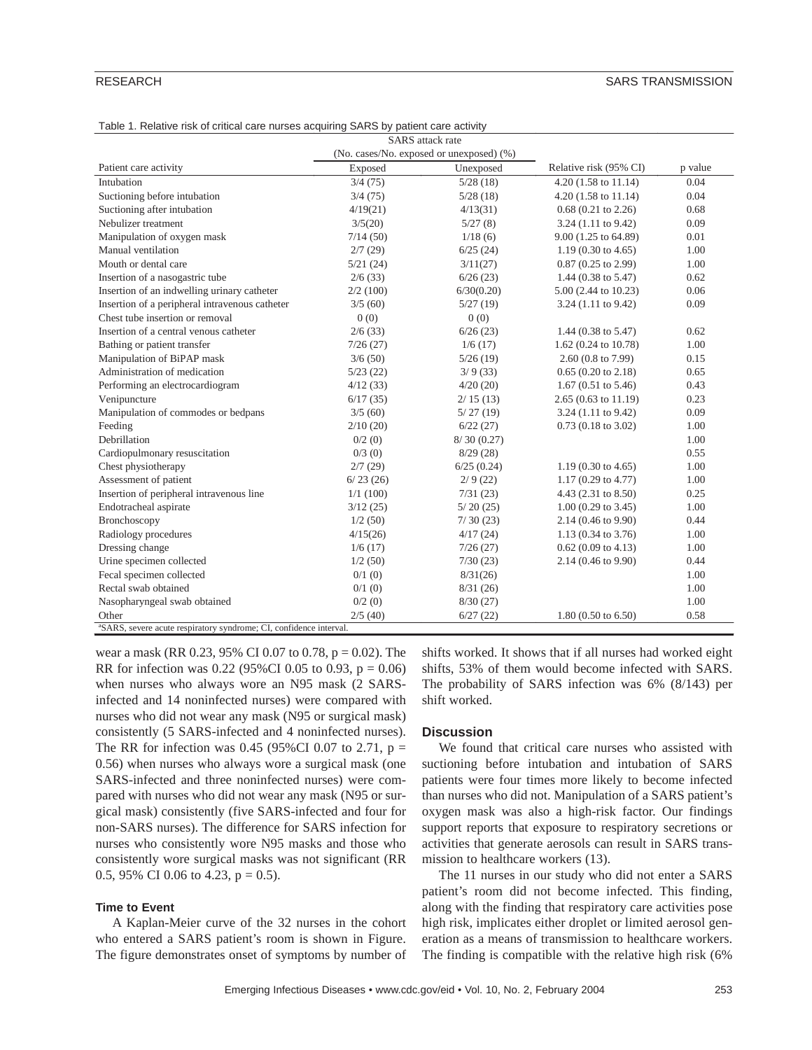Table 1. Relative risk of critical care nurses acquiring SARS by patient care activity

| Patient care activity | SARS attack rate (No. cases/No. exposed or unexposed) (%) Exposed | Unexposed | Relative risk (95% CI) | p value |
|---|---|---|---|---|
| Intubation | 3/4 (75) | 5/28 (18) | 4.20 (1.58 to 11.14) | 0.04 |
| Suctioning before intubation | 3/4 (75) | 5/28 (18) | 4.20 (1.58 to 11.14) | 0.04 |
| Suctioning after intubation | 4/19(21) | 4/13(31) | 0.68 (0.21 to 2.26) | 0.68 |
| Nebulizer treatment | 3/5(20) | 5/27 (8) | 3.24 (1.11 to 9.42) | 0.09 |
| Manipulation of oxygen mask | 7/14 (50) | 1/18 (6) | 9.00 (1.25 to 64.89) | 0.01 |
| Manual ventilation | 2/7 (29) | 6/25 (24) | 1.19 (0.30 to 4.65) | 1.00 |
| Mouth or dental care | 5/21 (24) | 3/11(27) | 0.87 (0.25 to 2.99) | 1.00 |
| Insertion of a nasogastric tube | 2/6 (33) | 6/26 (23) | 1.44 (0.38 to 5.47) | 0.62 |
| Insertion of an indwelling urinary catheter | 2/2 (100) | 6/30(0.20) | 5.00 (2.44 to 10.23) | 0.06 |
| Insertion of a peripheral intravenous catheter | 3/5 (60) | 5/27 (19) | 3.24 (1.11 to 9.42) | 0.09 |
| Chest tube insertion or removal | 0 (0) | 0 (0) | | |
| Insertion of a central venous catheter | 2/6 (33) | 6/26 (23) | 1.44 (0.38 to 5.47) | 0.62 |
| Bathing or patient transfer | 7/26 (27) | 1/6 (17) | 1.62 (0.24 to 10.78) | 1.00 |
| Manipulation of BiPAP mask | 3/6 (50) | 5/26 (19) | 2.60 (0.8 to 7.99) | 0.15 |
| Administration of medication | 5/23 (22) | 3/ 9 (33) | 0.65 (0.20 to 2.18) | 0.65 |
| Performing an electrocardiogram | 4/12 (33) | 4/20 (20) | 1.67 (0.51 to 5.46) | 0.43 |
| Venipuncture | 6/17 (35) | 2/ 15 (13) | 2.65 (0.63 to 11.19) | 0.23 |
| Manipulation of commodes or bedpans | 3/5 (60) | 5/ 27 (19) | 3.24 (1.11 to 9.42) | 0.09 |
| Feeding | 2/10 (20) | 6/22 (27) | 0.73 (0.18 to 3.02) | 1.00 |
| Debrillation | 0/2 (0) | 8/ 30 (0.27) | | 1.00 |
| Cardiopulmonary resuscitation | 0/3 (0) | 8/29 (28) | | 0.55 |
| Chest physiotherapy | 2/7 (29) | 6/25 (0.24) | 1.19 (0.30 to 4.65) | 1.00 |
| Assessment of patient | 6/ 23 (26) | 2/ 9 (22) | 1.17 (0.29 to 4.77) | 1.00 |
| Insertion of peripheral intravenous line | 1/1 (100) | 7/31 (23) | 4.43 (2.31 to 8.50) | 0.25 |
| Endotracheal aspirate | 3/12 (25) | 5/ 20 (25) | 1.00 (0.29 to 3.45) | 1.00 |
| Bronchoscopy | 1/2 (50) | 7/ 30 (23) | 2.14 (0.46 to 9.90) | 0.44 |
| Radiology procedures | 4/15(26) | 4/17 (24) | 1.13 (0.34 to 3.76) | 1.00 |
| Dressing change | 1/6 (17) | 7/26 (27) | 0.62 (0.09 to 4.13) | 1.00 |
| Urine specimen collected | 1/2 (50) | 7/30 (23) | 2.14 (0.46 to 9.90) | 0.44 |
| Fecal specimen collected | 0/1 (0) | 8/31(26) | | 1.00 |
| Rectal swab obtained | 0/1 (0) | 8/31 (26) | | 1.00 |
| Nasopharyngeal swab obtained | 0/2 (0) | 8/30 (27) | | 1.00 |
| Other | 2/5 (40) | 6/27 (22) | 1.80 (0.50 to 6.50) | 0.58 |

[a]SARS, severe acute respiratory syndrome; CI, confidence interval.

wear a mask (RR 0.23, 95% CI 0.07 to 0.78, p = 0.02). The RR for infection was 0.22 (95%CI 0.05 to 0.93, p = 0.06) when nurses who always wore an N95 mask (2 SARS-infected and 14 noninfected nurses) were compared with nurses who did not wear any mask (N95 or surgical mask) consistently (5 SARS-infected and 4 noninfected nurses). The RR for infection was 0.45 (95%CI 0.07 to 2.71, p = 0.56) when nurses who always wore a surgical mask (one SARS-infected and three noninfected nurses) were compared with nurses who did not wear any mask (N95 or surgical mask) consistently (five SARS-infected and four for non-SARS nurses). The difference for SARS infection for nurses who consistently wore N95 masks and those who consistently wore surgical masks was not significant (RR 0.5, 95% CI 0.06 to 4.23, p = 0.5).

### Time to Event

A Kaplan-Meier curve of the 32 nurses in the cohort who entered a SARS patient's room is shown in Figure. The figure demonstrates onset of symptoms by number of shifts worked. It shows that if all nurses had worked eight shifts, 53% of them would become infected with SARS. The probability of SARS infection was 6% (8/143) per shift worked.

## Discussion

We found that critical care nurses who assisted with suctioning before intubation and intubation of SARS patients were four times more likely to become infected than nurses who did not. Manipulation of a SARS patient's oxygen mask was also a high-risk factor. Our findings support reports that exposure to respiratory secretions or activities that generate aerosols can result in SARS transmission to healthcare workers (13).

The 11 nurses in our study who did not enter a SARS patient's room did not become infected. This finding, along with the finding that respiratory care activities pose high risk, implicates either droplet or limited aerosol generation as a means of transmission to healthcare workers. The finding is compatible with the relative high risk (6%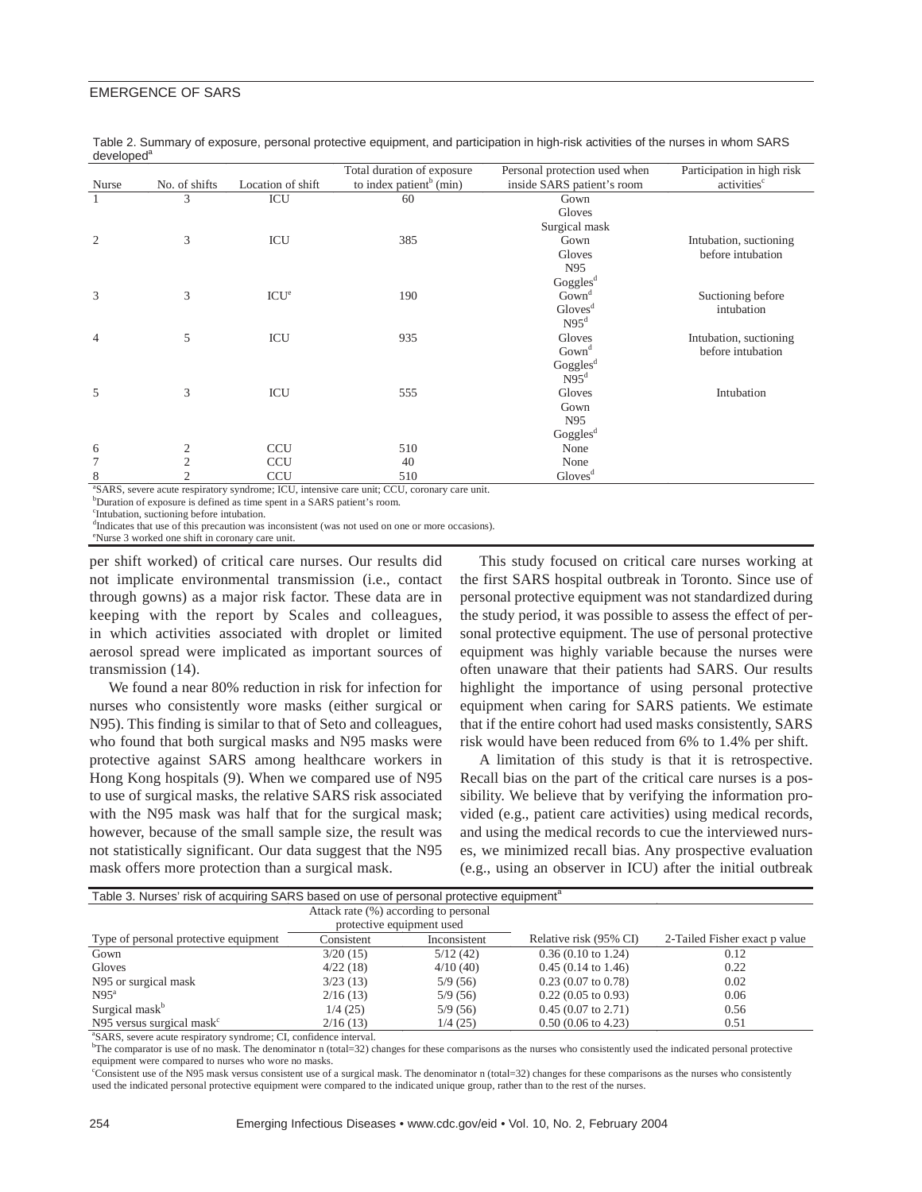Table 2. Summary of exposure, personal protective equipment, and participation in high-risk activities of the nurses in whom SARS developed[a]

| Nurse | No. of shifts | Location of shift | Total duration of exposure to index patient[b] (min) | Personal protection used when inside SARS patient's room | Participation in high risk activities[c] |
|---|---|---|---|---|---|
| 1 | 3 | ICU | 60 | Gown<br>Gloves<br>Surgical mask | |
| 2 | 3 | ICU | 385 | Gown<br>Gloves<br>N95<br>Goggles[d] | Intubation, suctioning before intubation |
| 3 | 3 | ICU[e] | 190 | Gown[d]<br>Gloves[d]<br>N95[d] | Suctioning before intubation |
| 4 | 5 | ICU | 935 | Gloves<br>Gown[d]<br>Goggles[d]<br>N95[d] | Intubation, suctioning before intubation |
| 5 | 3 | ICU | 555 | Gloves<br>Gown<br>N95<br>Goggles[d] | Intubation |
| 6 | 2 | CCU | 510 | None | |
| 7 | 2 | CCU | 40 | None | |
| 8 | 2 | CCU | 510 | Gloves[d] | |

[a]SARS, severe acute respiratory syndrome; ICU, intensive care unit; CCU, coronary care unit.
[b]Duration of exposure is defined as time spent in a SARS patient's room.
[c]Intubation, suctioning before intubation.
[d]Indicates that use of this precaution was inconsistent (was not used on one or more occasions).
[e]Nurse 3 worked one shift in coronary care unit.

per shift worked) of critical care nurses. Our results did not implicate environmental transmission (i.e., contact through gowns) as a major risk factor. These data are in keeping with the report by Scales and colleagues, in which activities associated with droplet or limited aerosol spread were implicated as important sources of transmission (14).

We found a near 80% reduction in risk for infection for nurses who consistently wore masks (either surgical or N95). This finding is similar to that of Seto and colleagues, who found that both surgical masks and N95 masks were protective against SARS among healthcare workers in Hong Kong hospitals (9). When we compared use of N95 to use of surgical masks, the relative SARS risk associated with the N95 mask was half that for the surgical mask; however, because of the small sample size, the result was not statistically significant. Our data suggest that the N95 mask offers more protection than a surgical mask.

This study focused on critical care nurses working at the first SARS hospital outbreak in Toronto. Since use of personal protective equipment was not standardized during the study period, it was possible to assess the effect of personal protective equipment. The use of personal protective equipment was highly variable because the nurses were often unaware that their patients had SARS. Our results highlight the importance of using personal protective equipment when caring for SARS patients. We estimate that if the entire cohort had used masks consistently, SARS risk would have been reduced from 6% to 1.4% per shift.

A limitation of this study is that it is retrospective. Recall bias on the part of the critical care nurses is a possibility. We believe that by verifying the information provided (e.g., patient care activities) using medical records, and using the medical records to cue the interviewed nurses, we minimized recall bias. Any prospective evaluation (e.g., using an observer in ICU) after the initial outbreak

Table 3. Nurses' risk of acquiring SARS based on use of personal protective equipment[a]

| Type of personal protective equipment | Attack rate (%) according to personal protective equipment used | | Relative risk (95% CI) | 2-Tailed Fisher exact p value |
|---|---|---|---|---|
| | Consistent | Inconsistent | | |
| Gown | 3/20 (15) | 5/12 (42) | 0.36 (0.10 to 1.24) | 0.12 |
| Gloves | 4/22 (18) | 4/10 (40) | 0.45 (0.14 to 1.46) | 0.22 |
| N95 or surgical mask | 3/23 (13) | 5/9 (56) | 0.23 (0.07 to 0.78) | 0.02 |
| N95[a] | 2/16 (13) | 5/9 (56) | 0.22 (0.05 to 0.93) | 0.06 |
| Surgical mask[b] | 1/4 (25) | 5/9 (56) | 0.45 (0.07 to 2.71) | 0.56 |
| N95 versus surgical mask[c] | 2/16 (13) | 1/4 (25) | 0.50 (0.06 to 4.23) | 0.51 |

[a]SARS, severe acute respiratory syndrome; CI, confidence interval.
[b]The comparator is use of no mask. The denominator n (total=32) changes for these comparisons as the nurses who consistently used the indicated personal protective equipment were compared to nurses who wore no masks.
[c]Consistent use of the N95 mask versus consistent use of a surgical mask. The denominator n (total=32) changes for these comparisons as the nurses who consistently used the indicated personal protective equipment were compared to the indicated unique group, rather than to the rest of the nurses.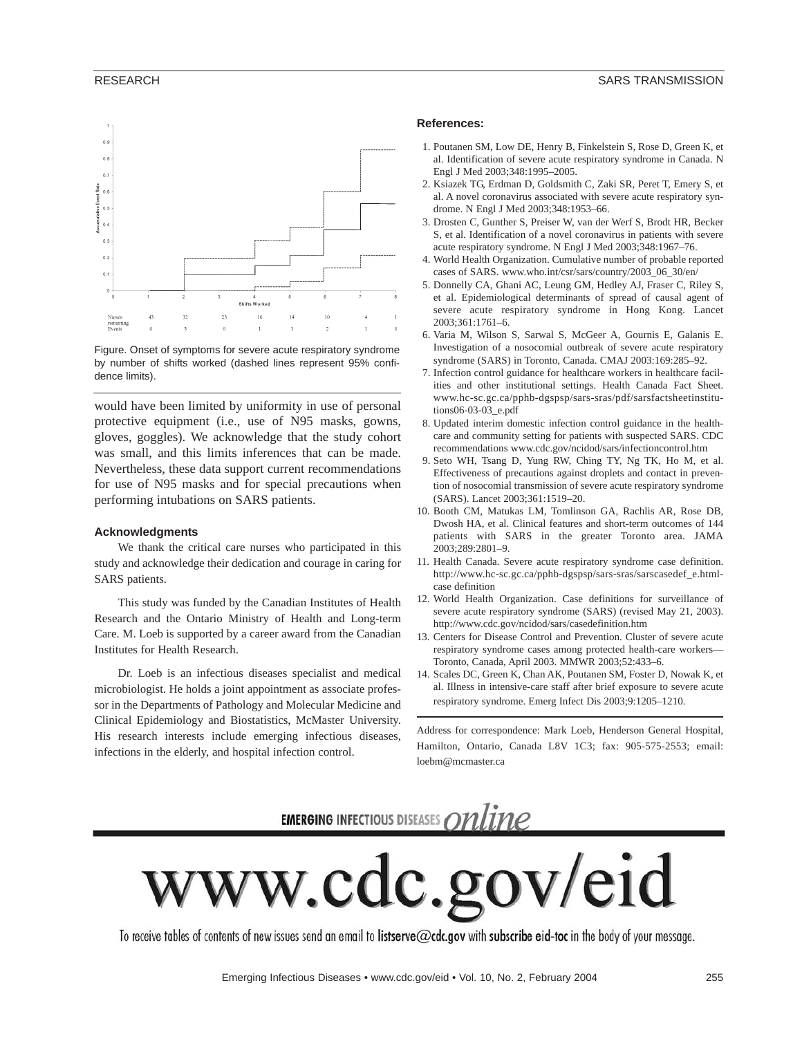1

0.9

0.8

0.7

0.6

0.5

0.4

0.3

0.2

0.1

0

Accumulative Event Rate

0 1 2 3 4 5 6 7 8

Shifts Worked

Nurses remaining 43 32 23 16 14 10 4 1

Events 0 3 0 1 1 2 1 0

Figure. Onset of symptoms for severe acute respiratory syndrome by number of shifts worked (dashed lines represent 95% confidence limits).

would have been limited by uniformity in use of personal protective equipment (i.e., use of N95 masks, gowns, gloves, goggles). We acknowledge that the study cohort was small, and this limits inferences that can be made. Nevertheless, these data support current recommendations for use of N95 masks and for special precautions when performing intubations on SARS patients.

### Acknowledgments

We thank the critical care nurses who participated in this study and acknowledge their dedication and courage in caring for SARS patients.

This study was funded by the Canadian Institutes of Health Research and the Ontario Ministry of Health and Long-term Care. M. Loeb is supported by a career award from the Canadian Institutes for Health Research.

Dr. Loeb is an infectious diseases specialist and medical microbiologist. He holds a joint appointment as associate professor in the Departments of Pathology and Molecular Medicine and Clinical Epidemiology and Biostatistics, McMaster University. His research interests include emerging infectious diseases, infections in the elderly, and hospital infection control.

### References:

1. Poutanen SM, Low DE, Henry B, Finkelstein S, Rose D, Green K, et al. Identification of severe acute respiratory syndrome in Canada. N Engl J Med 2003;348:1995–2005.
2. Ksiazek TG, Erdman D, Goldsmith C, Zaki SR, Peret T, Emery S, et al. A novel coronavirus associated with severe acute respiratory syndrome. N Engl J Med 2003;348:1953–66.
3. Drosten C, Gunther S, Preiser W, van der Werf S, Brodt HR, Becker S, et al. Identification of a novel coronavirus in patients with severe acute respiratory syndrome. N Engl J Med 2003;348:1967–76.
4. World Health Organization. Cumulative number of probable reported cases of SARS. www.who.int/csr/sars/country/2003_06_30/en/
5. Donnelly CA, Ghani AC, Leung GM, Hedley AJ, Fraser C, Riley S, et al. Epidemiological determinants of spread of causal agent of severe acute respiratory syndrome in Hong Kong. Lancet 2003;361:1761–6.
6. Varia M, Wilson S, Sarwal S, McGeer A, Gournis E, Galanis E. Investigation of a nosocomial outbreak of severe acute respiratory syndrome (SARS) in Toronto, Canada. CMAJ 2003:169:285–92.
7. Infection control guidance for healthcare workers in healthcare facilities and other institutional settings. Health Canada Fact Sheet. www.hc-sc.gc.ca/pphb-dgspsp/sars-sras/pdf/sarsfactsheetinstitutions06-03-03_e.pdf
8. Updated interim domestic infection control guidance in the healthcare and community setting for patients with suspected SARS. CDC recommendations www.cdc.gov/ncidod/sars/infectioncontrol.htm
9. Seto WH, Tsang D, Yung RW, Ching TY, Ng TK, Ho M, et al. Effectiveness of precautions against droplets and contact in prevention of nosocomial transmission of severe acute respiratory syndrome (SARS). Lancet 2003;361:1519–20.
10. Booth CM, Matukas LM, Tomlinson GA, Rachlis AR, Rose DB, Dwosh HA, et al. Clinical features and short-term outcomes of 144 patients with SARS in the greater Toronto area. JAMA 2003;289:2801–9.
11. Health Canada. Severe acute respiratory syndrome case definition. http://www.hc-sc.gc.ca/pphb-dgspsp/sars-sras/sarscasedef_e.html-case definition
12. World Health Organization. Case definitions for surveillance of severe acute respiratory syndrome (SARS) (revised May 21, 2003). http://www.cdc.gov/ncidod/sars/casedefinition.htm
13. Centers for Disease Control and Prevention. Cluster of severe acute respiratory syndrome cases among protected health-care workers—Toronto, Canada, April 2003. MMWR 2003;52:433–6.
14. Scales DC, Green K, Chan AK, Poutanen SM, Foster D, Nowak K, et al. Illness in intensive-care staff after brief exposure to severe acute respiratory syndrome. Emerg Infect Dis 2003;9:1205–1210.

Address for correspondence: Mark Loeb, Henderson General Hospital, Hamilton, Ontario, Canada L8V 1C3; fax: 905-575-2553; email: loebm@mcmaster.ca

**EMERGING INFECTIOUS DISEASES** *online*

# www.cdc.gov/eid

To receive tables of contents of new issues send an email to **listserve@cdc.gov** with **subscribe eid-toc** in the body of your message.